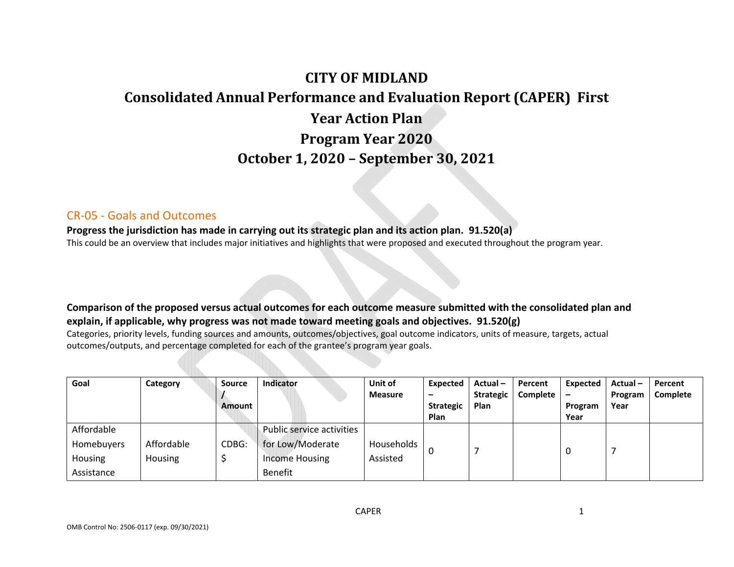# CITY OF MIDLAND

# Consolidated Annual Performance and Evaluation Report (CAPER) First Year Action Plan

# Program Year 2020

# October 1, 2020 – September 30, 2021

## CR-05 - Goals and Outcomes

**Progress the jurisdiction has made in carrying out its strategic plan and its action plan. 91.520(a)**

This could be an overview that includes major initiatives and highlights that were proposed and executed throughout the program year.

**Comparison of the proposed versus actual outcomes for each outcome measure submitted with the consolidated plan and explain, if applicable, why progress was not made toward meeting goals and objectives. 91.520(g)**

Categories, priority levels, funding sources and amounts, outcomes/objectives, goal outcome indicators, units of measure, targets, actual outcomes/outputs, and percentage completed for each of the grantee's program year goals.

| Goal | Category | Source / Amount | Indicator | Unit of Measure | Expected – Strategic Plan | Actual – Strategic Plan | Percent Complete | Expected – Program Year | Actual – Program Year | Percent Complete |
|---|---|---|---|---|---|---|---|---|---|---|
| Affordable Homebuyers Housing Assistance | Affordable Housing | CDBG: $ | Public service activities for Low/Moderate Income Housing Benefit | Households Assisted | 0 | 7 | | 0 | 7 | |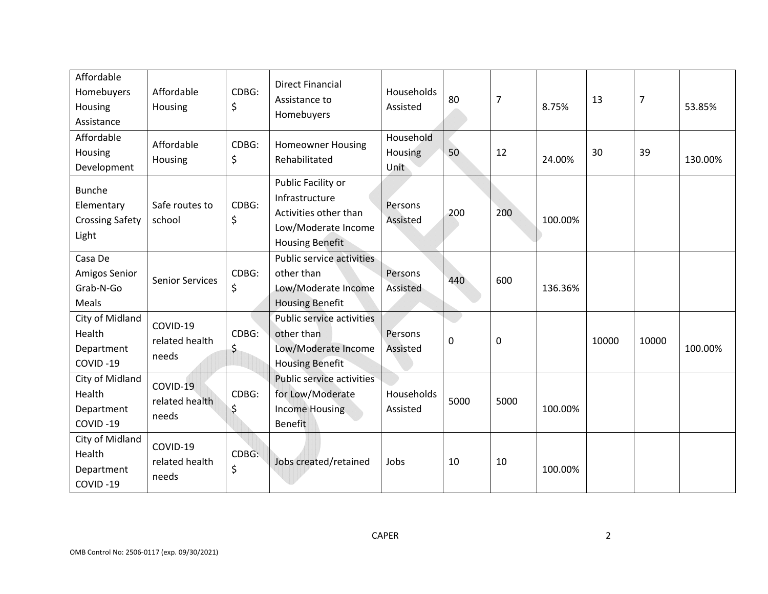| Affordable Homebuyers Housing Assistance | Affordable Housing | CDBG: $ | Direct Financial Assistance to Homebuyers | Households Assisted | 80 | 7 | 8.75% | 13 | 7 | 53.85% |
|---|---|---|---|---|---|---|---|---|---|---|
| Affordable Housing Development | Affordable Housing | CDBG: $ | Homeowner Housing Rehabilitated | Household Housing Unit | 50 | 12 | 24.00% | 30 | 39 | 130.00% |
| Bunche Elementary Crossing Safety Light | Safe routes to school | CDBG: $ | Public Facility or Infrastructure Activities other than Low/Moderate Income Housing Benefit | Persons Assisted | 200 | 200 | 100.00% | | | |
| Casa De Amigos Senior Grab-N-Go Meals | Senior Services | CDBG: $ | Public service activities other than Low/Moderate Income Housing Benefit | Persons Assisted | 440 | 600 | 136.36% | | | |
| City of Midland Health Department COVID -19 | COVID-19 related health needs | CDBG: $ | Public service activities other than Low/Moderate Income Housing Benefit | Persons Assisted | 0 | 0 | | 10000 | 10000 | 100.00% |
| City of Midland Health Department COVID -19 | COVID-19 related health needs | CDBG: $ | Public service activities for Low/Moderate Income Housing Benefit | Households Assisted | 5000 | 5000 | 100.00% | | | |
| City of Midland Health Department COVID -19 | COVID-19 related health needs | CDBG: $ | Jobs created/retained | Jobs | 10 | 10 | 100.00% | | | |

OMB Control No: 2506-0117 (exp. 09/30/2021)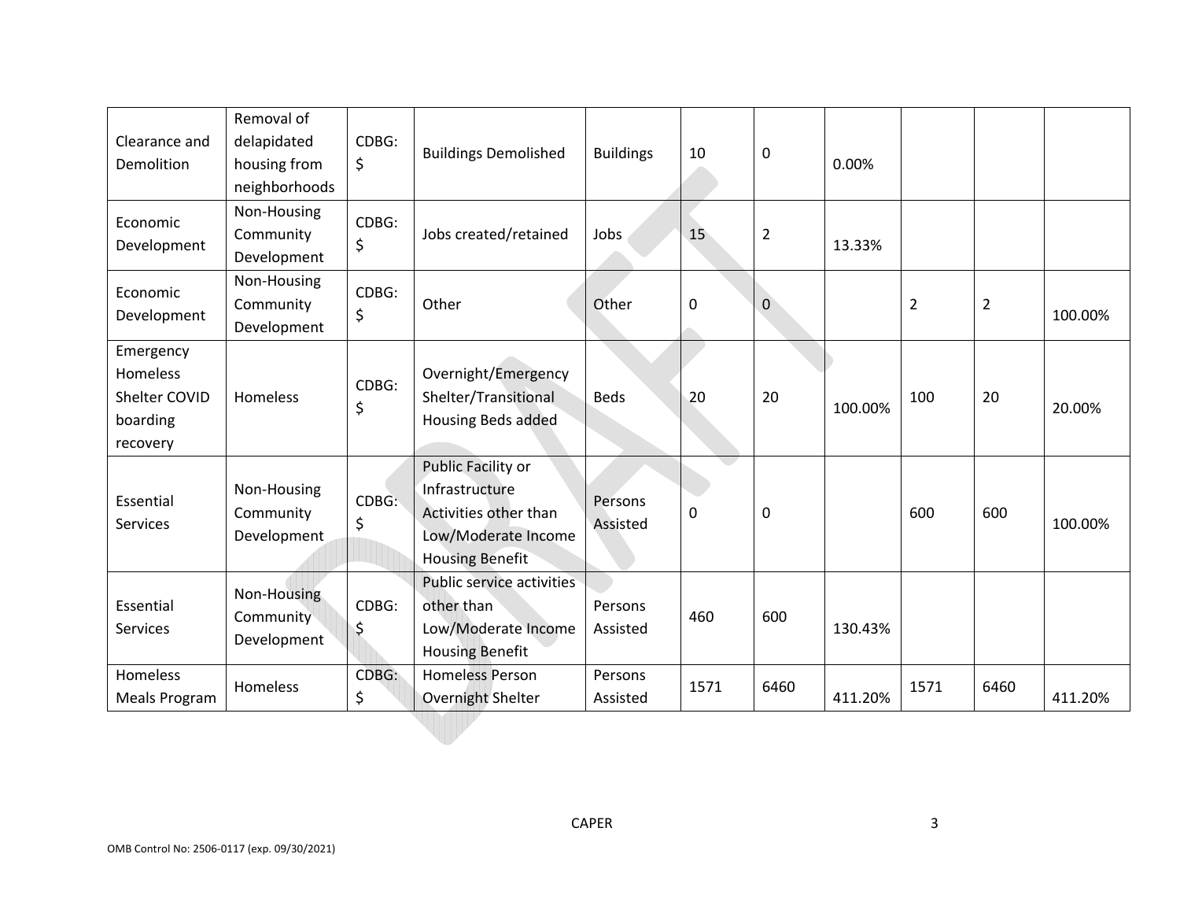| Clearance and Demolition | Removal of delapidated housing from neighborhoods | CDBG: $ | Buildings Demolished | Buildings | 10 | 0 | 0.00% | | | |
|---|---|---|---|---|---|---|---|---|---|---|
| Economic Development | Non-Housing Community Development | CDBG: $ | Jobs created/retained | Jobs | 15 | 2 | 13.33% | | | |
| Economic Development | Non-Housing Community Development | CDBG: $ | Other | Other | 0 | 0 | | 2 | 2 | 100.00% |
| Emergency Homeless Shelter COVID boarding recovery | Homeless | CDBG: $ | Overnight/Emergency Shelter/Transitional Housing Beds added | Beds | 20 | 20 | 100.00% | 100 | 20 | 20.00% |
| Essential Services | Non-Housing Community Development | CDBG: $ | Public Facility or Infrastructure Activities other than Low/Moderate Income Housing Benefit | Persons Assisted | 0 | 0 | | 600 | 600 | 100.00% |
| Essential Services | Non-Housing Community Development | CDBG: $ | Public service activities other than Low/Moderate Income Housing Benefit | Persons Assisted | 460 | 600 | 130.43% | | | |
| Homeless Meals Program | Homeless | CDBG: $ | Homeless Person Overnight Shelter | Persons Assisted | 1571 | 6460 | 411.20% | 1571 | 6460 | 411.20% |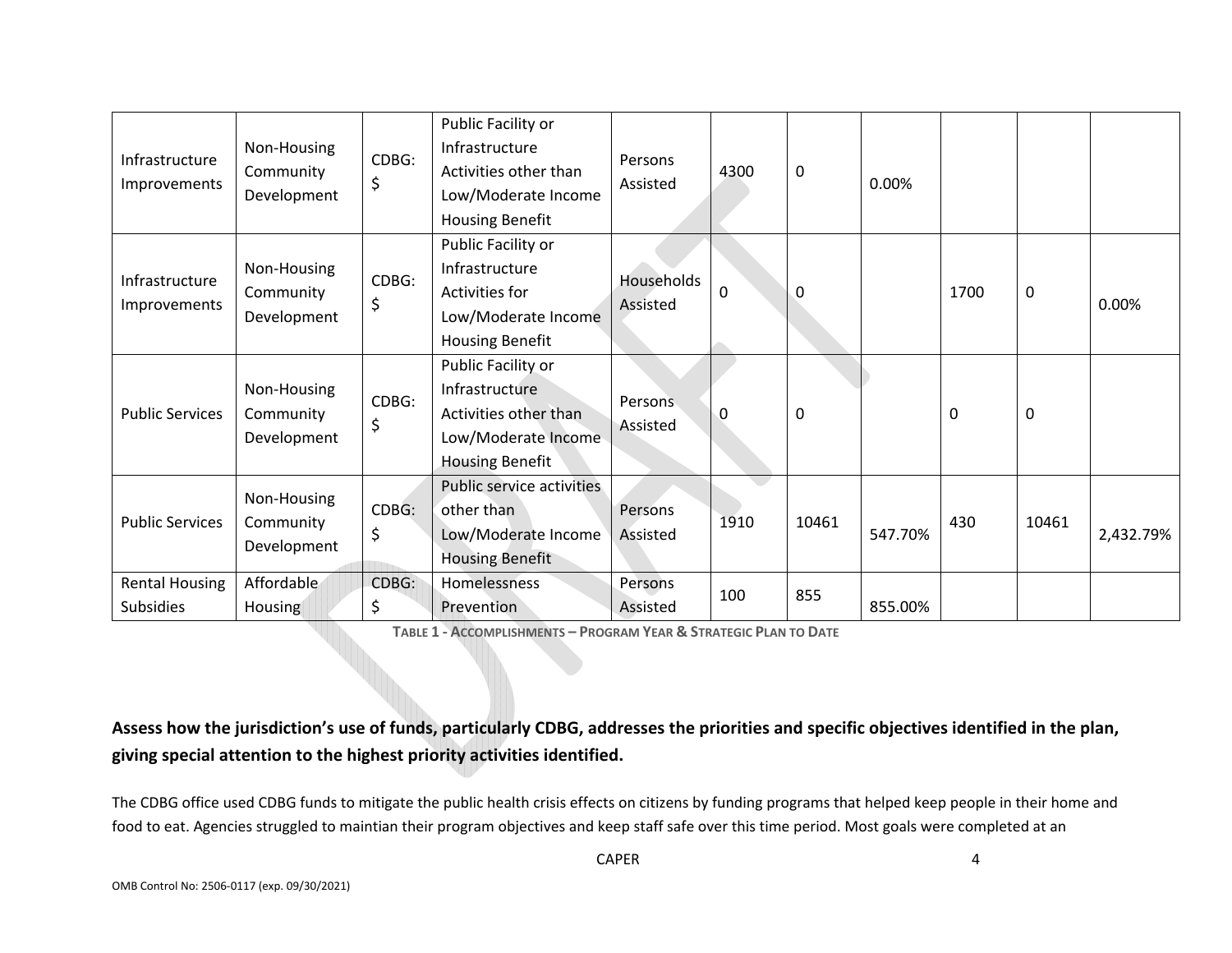| Infrastructure Improvements | Non-Housing Community Development | CDBG: $ | Public Facility or Infrastructure Activities other than Low/Moderate Income Housing Benefit | Persons Assisted | 4300 | 0 | 0.00% | | | |
|---|---|---|---|---|---|---|---|---|---|---|
| Infrastructure Improvements | Non-Housing Community Development | CDBG: $ | Public Facility or Infrastructure Activities for Low/Moderate Income Housing Benefit | Households Assisted | 0 | 0 | | 1700 | 0 | 0.00% |
| Public Services | Non-Housing Community Development | CDBG: $ | Public Facility or Infrastructure Activities other than Low/Moderate Income Housing Benefit | Persons Assisted | 0 | 0 | | 0 | 0 | |
| Public Services | Non-Housing Community Development | CDBG: $ | Public service activities other than Low/Moderate Income Housing Benefit | Persons Assisted | 1910 | 10461 | 547.70% | 430 | 10461 | 2,432.79% |
| Rental Housing Subsidies | Affordable Housing | CDBG: $ | Homelessness Prevention | Persons Assisted | 100 | 855 | 855.00% | | | |

**Table 1 - Accomplishments – Program Year & Strategic Plan to Date**

**Assess how the jurisdiction's use of funds, particularly CDBG, addresses the priorities and specific objectives identified in the plan, giving special attention to the highest priority activities identified.**

The CDBG office used CDBG funds to mitigate the public health crisis effects on citizens by funding programs that helped keep people in their home and food to eat. Agencies struggled to maintian their program objectives and keep staff safe over this time period. Most goals were completed at an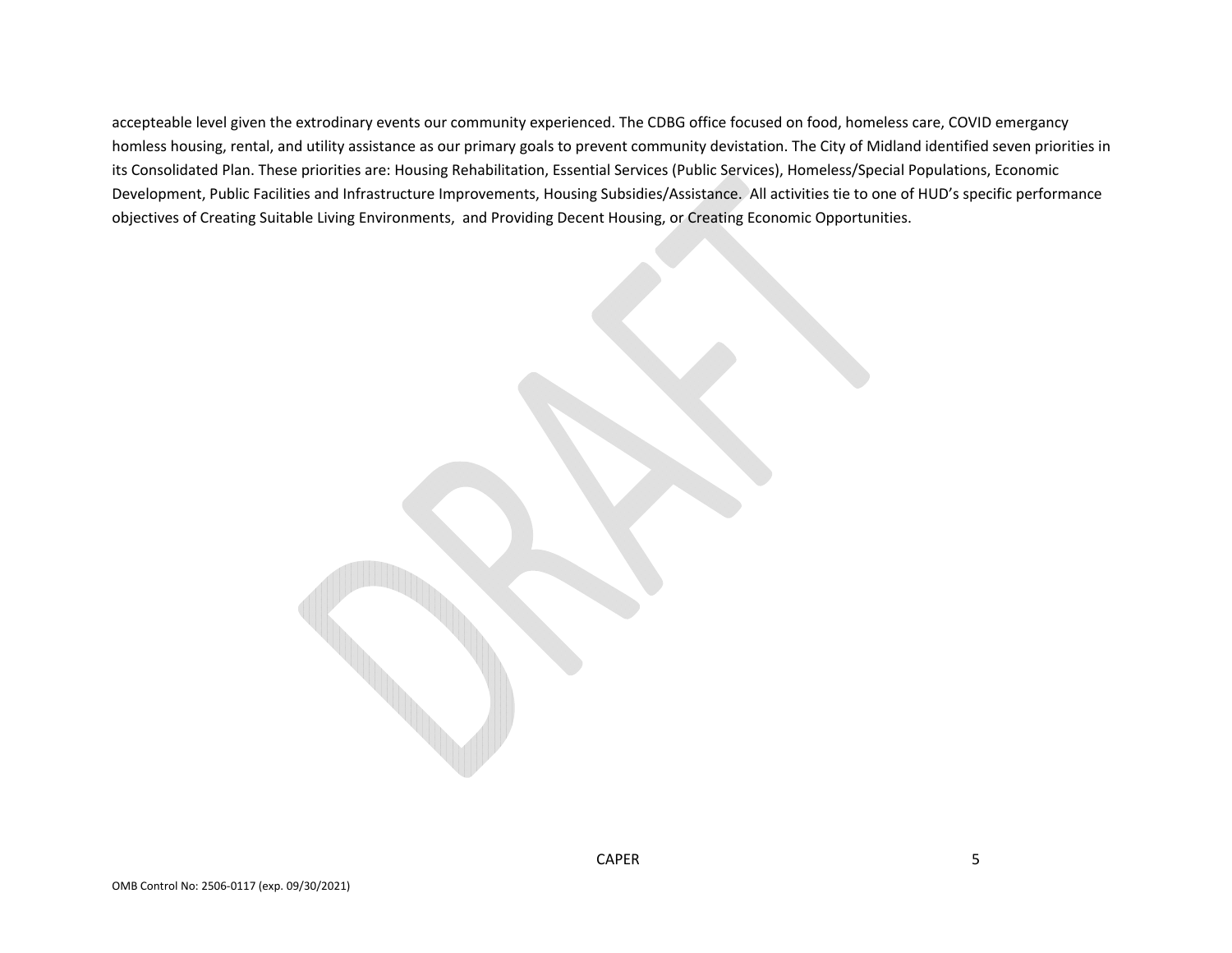accepteable level given the extrodinary events our community experienced. The CDBG office focused on food, homeless care, COVID emergancy homless housing, rental, and utility assistance as our primary goals to prevent community devistation. The City of Midland identified seven priorities in its Consolidated Plan. These priorities are: Housing Rehabilitation, Essential Services (Public Services), Homeless/Special Populations, Economic Development, Public Facilities and Infrastructure Improvements, Housing Subsidies/Assistance. All activities tie to one of HUD's specific performance objectives of Creating Suitable Living Environments, and Providing Decent Housing, or Creating Economic Opportunities.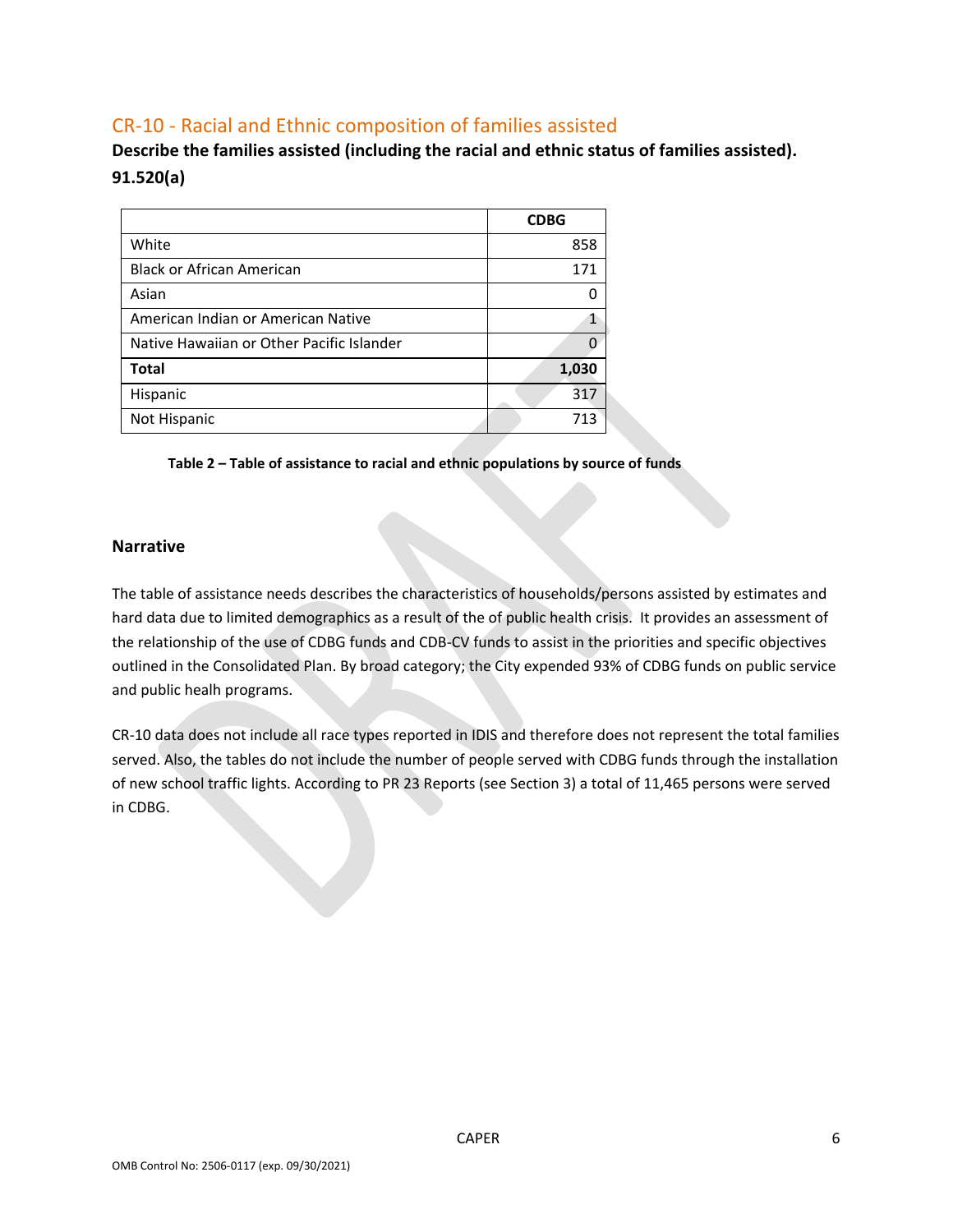## CR-10 - Racial and Ethnic composition of families assisted

**Describe the families assisted (including the racial and ethnic status of families assisted). 91.520(a)**

| | CDBG |
|---|---|
| White | 858 |
| Black or African American | 171 |
| Asian | 0 |
| American Indian or American Native | 1 |
| Native Hawaiian or Other Pacific Islander | 0 |
| **Total** | **1,030** |
| Hispanic | 317 |
| Not Hispanic | 713 |

**Table 2 – Table of assistance to racial and ethnic populations by source of funds**

### Narrative

The table of assistance needs describes the characteristics of households/persons assisted by estimates and hard data due to limited demographics as a result of the of public health crisis. It provides an assessment of the relationship of the use of CDBG funds and CDB-CV funds to assist in the priorities and specific objectives outlined in the Consolidated Plan. By broad category; the City expended 93% of CDBG funds on public service and public healh programs.

CR-10 data does not include all race types reported in IDIS and therefore does not represent the total families served. Also, the tables do not include the number of people served with CDBG funds through the installation of new school traffic lights. According to PR 23 Reports (see Section 3) a total of 11,465 persons were served in CDBG.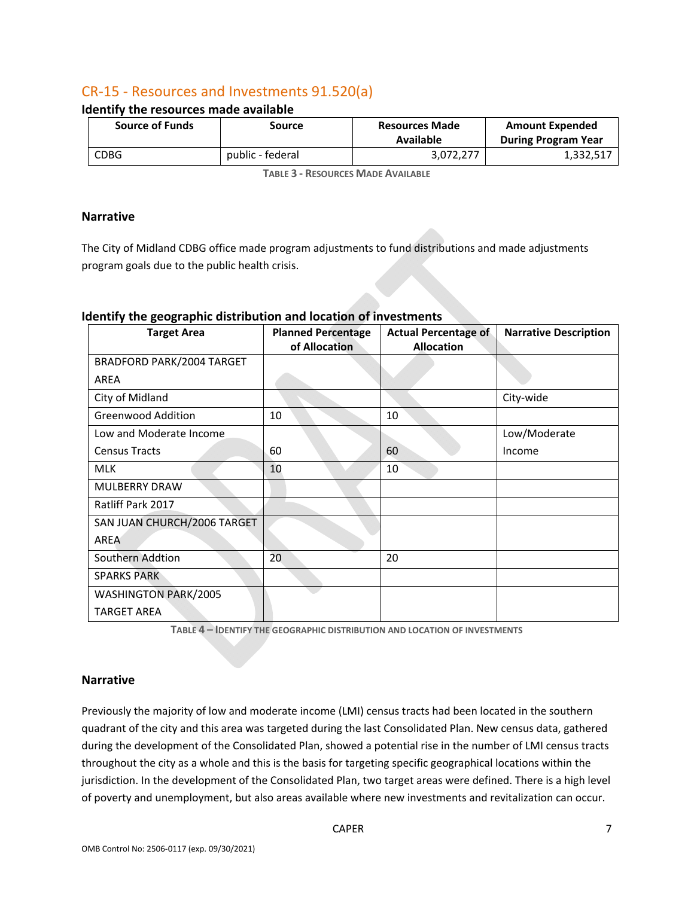## CR-15 - Resources and Investments 91.520(a)

### Identify the resources made available

| Source of Funds | Source | Resources Made Available | Amount Expended During Program Year |
|---|---|---|---|
| CDBG | public - federal | 3,072,277 | 1,332,517 |

**Table 3 - Resources Made Available**

### Narrative

The City of Midland CDBG office made program adjustments to fund distributions and made adjustments program goals due to the public health crisis.

### Identify the geographic distribution and location of investments

| Target Area | Planned Percentage of Allocation | Actual Percentage of Allocation | Narrative Description |
|---|---|---|---|
| BRADFORD PARK/2004 TARGET AREA | | | |
| City of Midland | | | City-wide |
| Greenwood Addition | 10 | 10 | |
| Low and Moderate Income Census Tracts | 60 | 60 | Low/Moderate Income |
| MLK | 10 | 10 | |
| MULBERRY DRAW | | | |
| Ratliff Park 2017 | | | |
| SAN JUAN CHURCH/2006 TARGET AREA | | | |
| Southern Addtion | 20 | 20 | |
| SPARKS PARK | | | |
| WASHINGTON PARK/2005 TARGET AREA | | | |

**Table 4 – Identify the geographic distribution and location of investments**

### Narrative

Previously the majority of low and moderate income (LMI) census tracts had been located in the southern quadrant of the city and this area was targeted during the last Consolidated Plan. New census data, gathered during the development of the Consolidated Plan, showed a potential rise in the number of LMI census tracts throughout the city as a whole and this is the basis for targeting specific geographical locations within the jurisdiction. In the development of the Consolidated Plan, two target areas were defined. There is a high level of poverty and unemployment, but also areas available where new investments and revitalization can occur.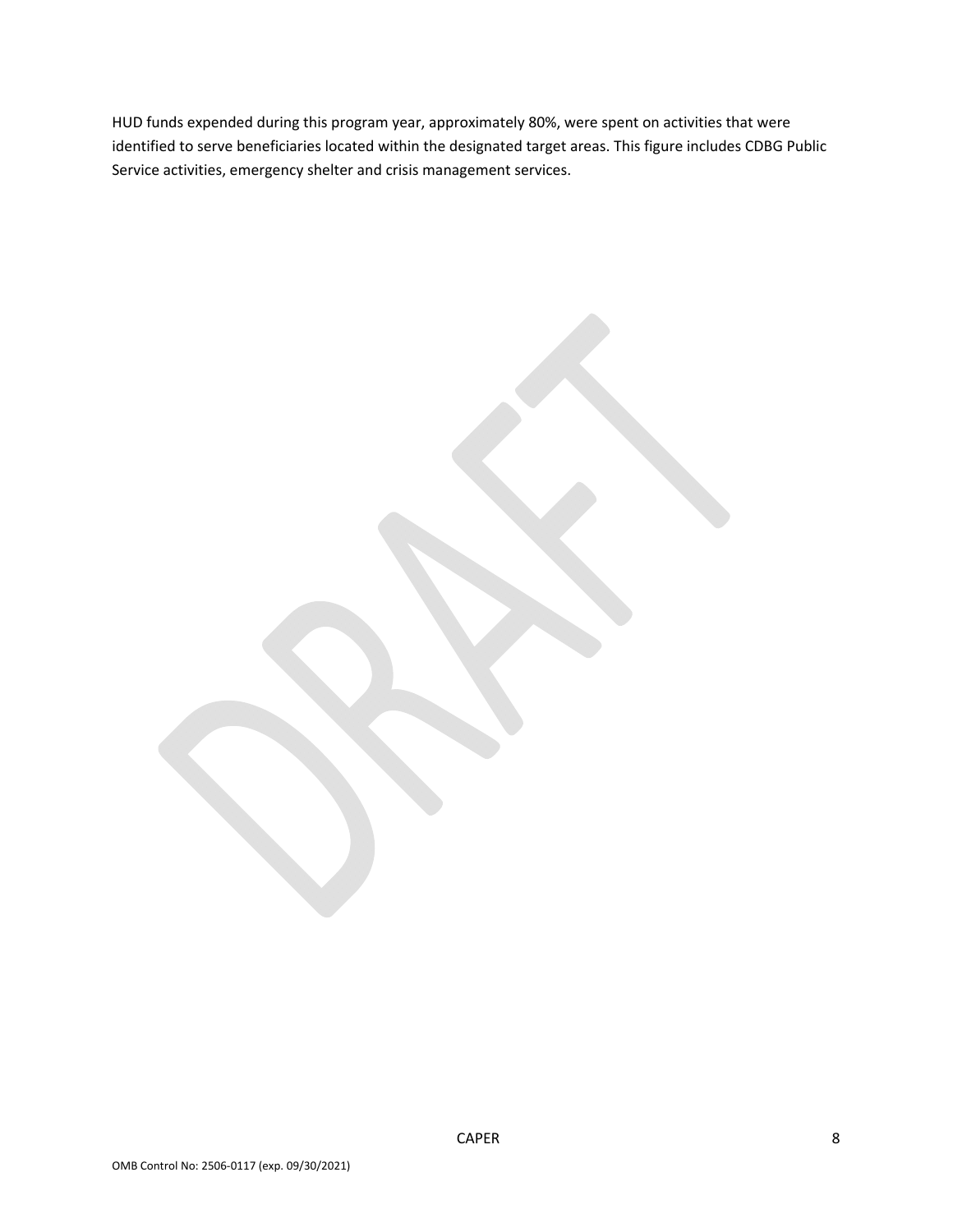HUD funds expended during this program year, approximately 80%, were spent on activities that were identified to serve beneficiaries located within the designated target areas. This figure includes CDBG Public Service activities, emergency shelter and crisis management services.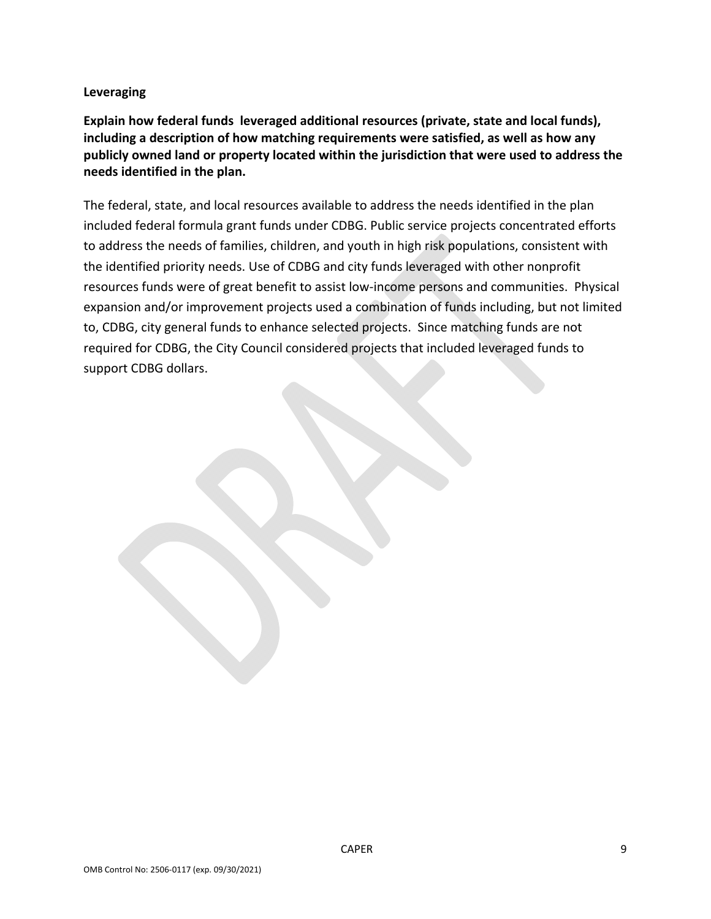**Leveraging**

**Explain how federal funds  leveraged additional resources (private, state and local funds), including a description of how matching requirements were satisfied, as well as how any publicly owned land or property located within the jurisdiction that were used to address the needs identified in the plan.**

The federal, state, and local resources available to address the needs identified in the plan included federal formula grant funds under CDBG. Public service projects concentrated efforts to address the needs of families, children, and youth in high risk populations, consistent with the identified priority needs. Use of CDBG and city funds leveraged with other nonprofit resources funds were of great benefit to assist low-income persons and communities.  Physical expansion and/or improvement projects used a combination of funds including, but not limited to, CDBG, city general funds to enhance selected projects.  Since matching funds are not required for CDBG, the City Council considered projects that included leveraged funds to support CDBG dollars.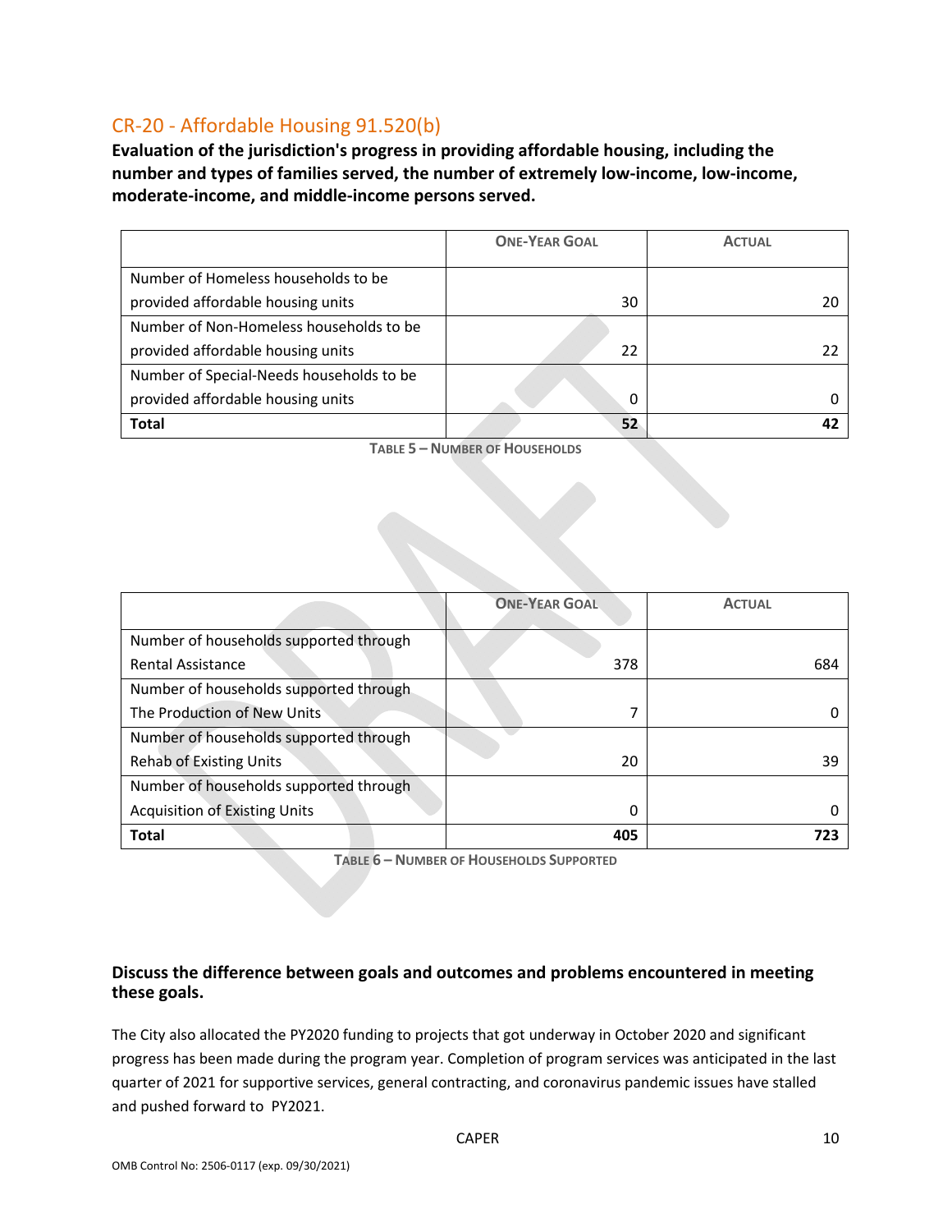## CR-20 - Affordable Housing 91.520(b)

**Evaluation of the jurisdiction's progress in providing affordable housing, including the number and types of families served, the number of extremely low-income, low-income, moderate-income, and middle-income persons served.**

| | ONE-YEAR GOAL | ACTUAL |
|---|---|---|
| Number of Homeless households to be provided affordable housing units | 30 | 20 |
| Number of Non-Homeless households to be provided affordable housing units | 22 | 22 |
| Number of Special-Needs households to be provided affordable housing units | 0 | 0 |
| **Total** | **52** | **42** |

TABLE 5 – NUMBER OF HOUSEHOLDS

| | ONE-YEAR GOAL | ACTUAL |
|---|---|---|
| Number of households supported through Rental Assistance | 378 | 684 |
| Number of households supported through The Production of New Units | 7 | 0 |
| Number of households supported through Rehab of Existing Units | 20 | 39 |
| Number of households supported through Acquisition of Existing Units | 0 | 0 |
| **Total** | **405** | **723** |

TABLE 6 – NUMBER OF HOUSEHOLDS SUPPORTED

**Discuss the difference between goals and outcomes and problems encountered in meeting these goals.**

The City also allocated the PY2020 funding to projects that got underway in October 2020 and significant progress has been made during the program year. Completion of program services was anticipated in the last quarter of 2021 for supportive services, general contracting, and coronavirus pandemic issues have stalled and pushed forward to PY2021.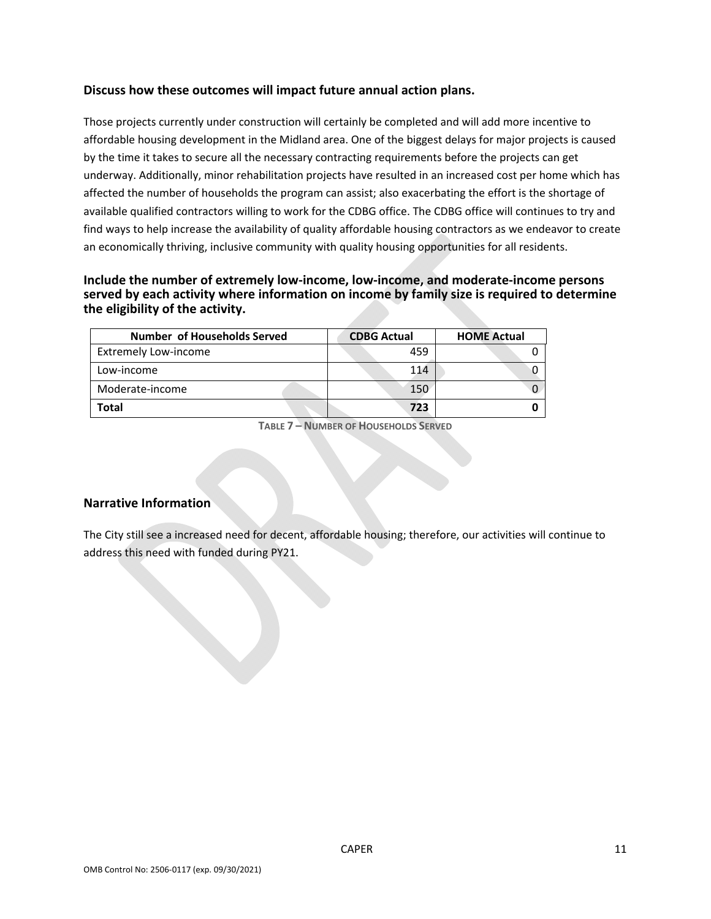### Discuss how these outcomes will impact future annual action plans.

Those projects currently under construction will certainly be completed and will add more incentive to affordable housing development in the Midland area. One of the biggest delays for major projects is caused by the time it takes to secure all the necessary contracting requirements before the projects can get underway. Additionally, minor rehabilitation projects have resulted in an increased cost per home which has affected the number of households the program can assist; also exacerbating the effort is the shortage of available qualified contractors willing to work for the CDBG office. The CDBG office will continues to try and find ways to help increase the availability of quality affordable housing contractors as we endeavor to create an economically thriving, inclusive community with quality housing opportunities for all residents.

### Include the number of extremely low-income, low-income, and moderate-income persons served by each activity where information on income by family size is required to determine the eligibility of the activity.

| Number of Households Served | CDBG Actual | HOME Actual |
|---|---|---|
| Extremely Low-income | 459 | 0 |
| Low-income | 114 | 0 |
| Moderate-income | 150 | 0 |
| **Total** | **723** | **0** |

**Table 7 – Number of Households Served**

### Narrative Information

The City still see a increased need for decent, affordable housing; therefore, our activities will continue to address this need with funded during PY21.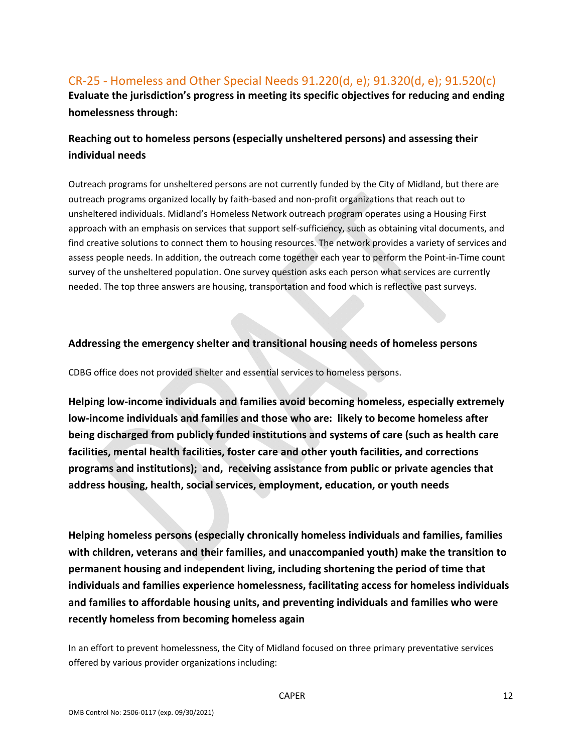## CR-25 - Homeless and Other Special Needs 91.220(d, e); 91.320(d, e); 91.520(c)

**Evaluate the jurisdiction's progress in meeting its specific objectives for reducing and ending homelessness through:**

### Reaching out to homeless persons (especially unsheltered persons) and assessing their individual needs

Outreach programs for unsheltered persons are not currently funded by the City of Midland, but there are outreach programs organized locally by faith-based and non-profit organizations that reach out to unsheltered individuals. Midland's Homeless Network outreach program operates using a Housing First approach with an emphasis on services that support self-sufficiency, such as obtaining vital documents, and find creative solutions to connect them to housing resources. The network provides a variety of services and assess people needs. In addition, the outreach come together each year to perform the Point-in-Time count survey of the unsheltered population. One survey question asks each person what services are currently needed. The top three answers are housing, transportation and food which is reflective past surveys.

### Addressing the emergency shelter and transitional housing needs of homeless persons

CDBG office does not provided shelter and essential services to homeless persons.

**Helping low-income individuals and families avoid becoming homeless, especially extremely low-income individuals and families and those who are: likely to become homeless after being discharged from publicly funded institutions and systems of care (such as health care facilities, mental health facilities, foster care and other youth facilities, and corrections programs and institutions); and, receiving assistance from public or private agencies that address housing, health, social services, employment, education, or youth needs**

**Helping homeless persons (especially chronically homeless individuals and families, families with children, veterans and their families, and unaccompanied youth) make the transition to permanent housing and independent living, including shortening the period of time that individuals and families experience homelessness, facilitating access for homeless individuals and families to affordable housing units, and preventing individuals and families who were recently homeless from becoming homeless again**

In an effort to prevent homelessness, the City of Midland focused on three primary preventative services offered by various provider organizations including: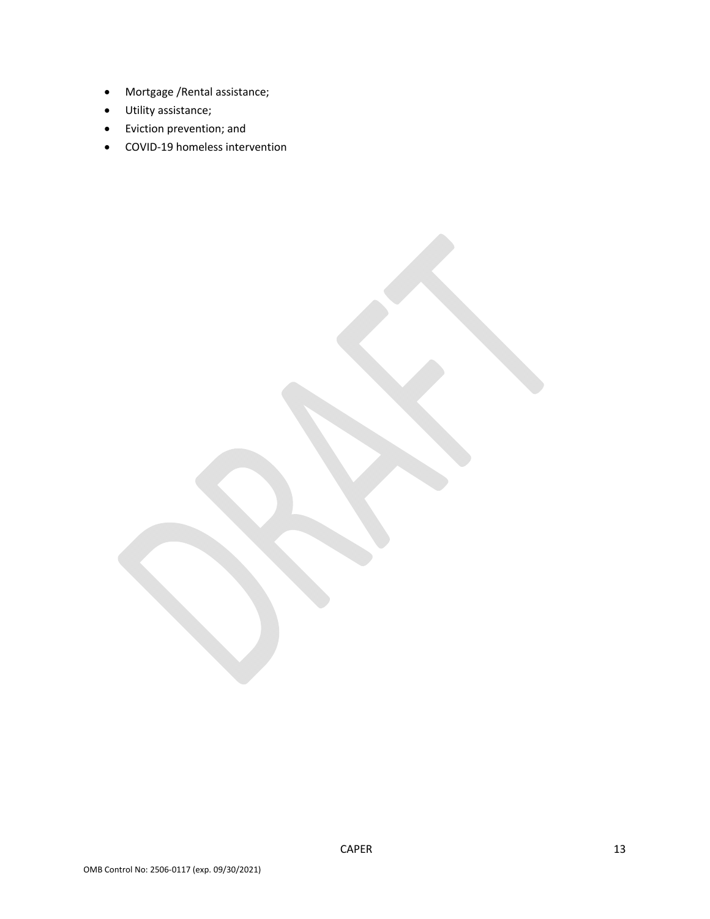- Mortgage /Rental assistance;
- Utility assistance;
- Eviction prevention; and
- COVID-19 homeless intervention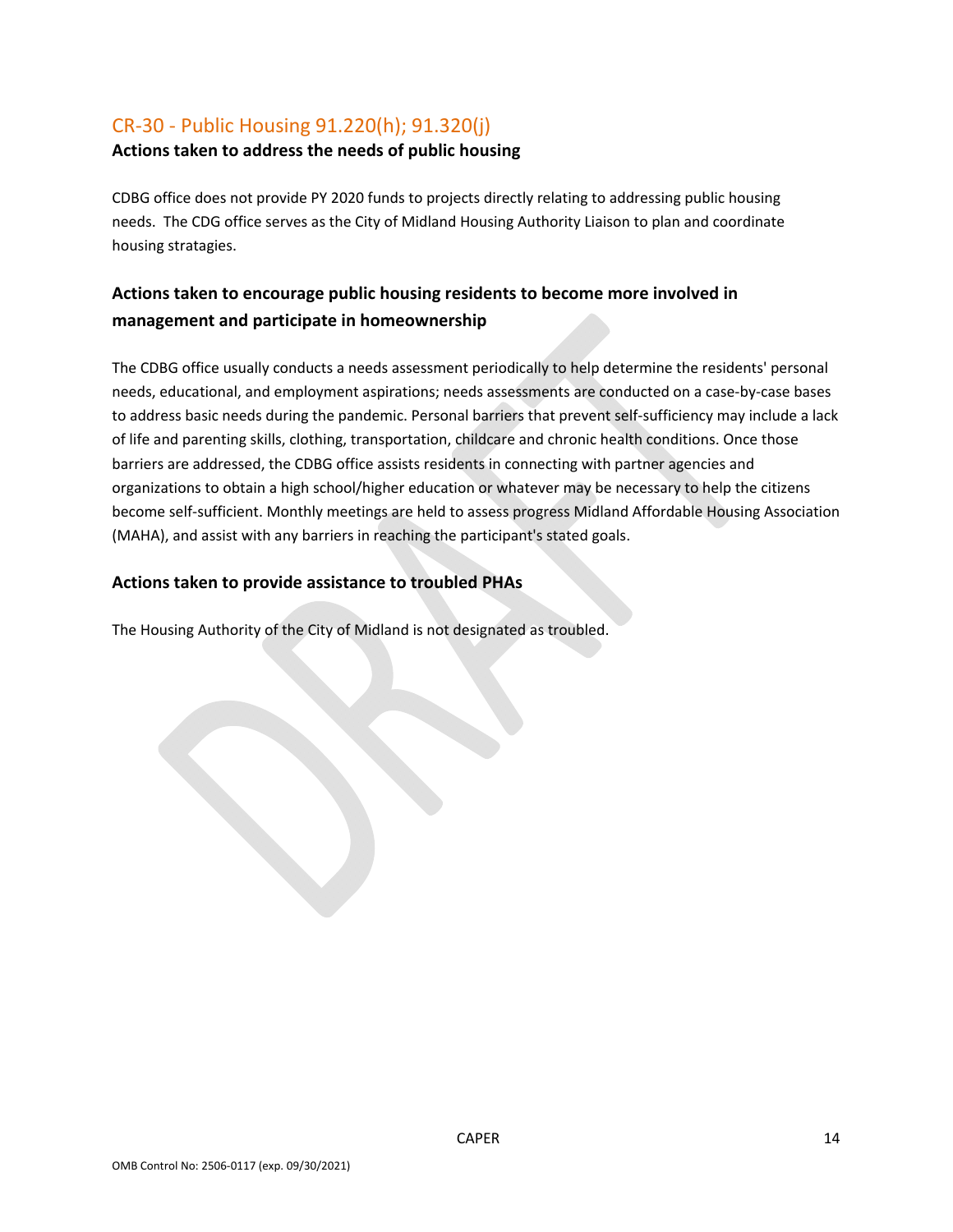## CR-30 - Public Housing 91.220(h); 91.320(j)

**Actions taken to address the needs of public housing**

CDBG office does not provide PY 2020 funds to projects directly relating to addressing public housing needs. The CDG office serves as the City of Midland Housing Authority Liaison to plan and coordinate housing stratagies.

### Actions taken to encourage public housing residents to become more involved in management and participate in homeownership

The CDBG office usually conducts a needs assessment periodically to help determine the residents' personal needs, educational, and employment aspirations; needs assessments are conducted on a case-by-case bases to address basic needs during the pandemic. Personal barriers that prevent self-sufficiency may include a lack of life and parenting skills, clothing, transportation, childcare and chronic health conditions. Once those barriers are addressed, the CDBG office assists residents in connecting with partner agencies and organizations to obtain a high school/higher education or whatever may be necessary to help the citizens become self-sufficient. Monthly meetings are held to assess progress Midland Affordable Housing Association (MAHA), and assist with any barriers in reaching the participant's stated goals.

### Actions taken to provide assistance to troubled PHAs

The Housing Authority of the City of Midland is not designated as troubled.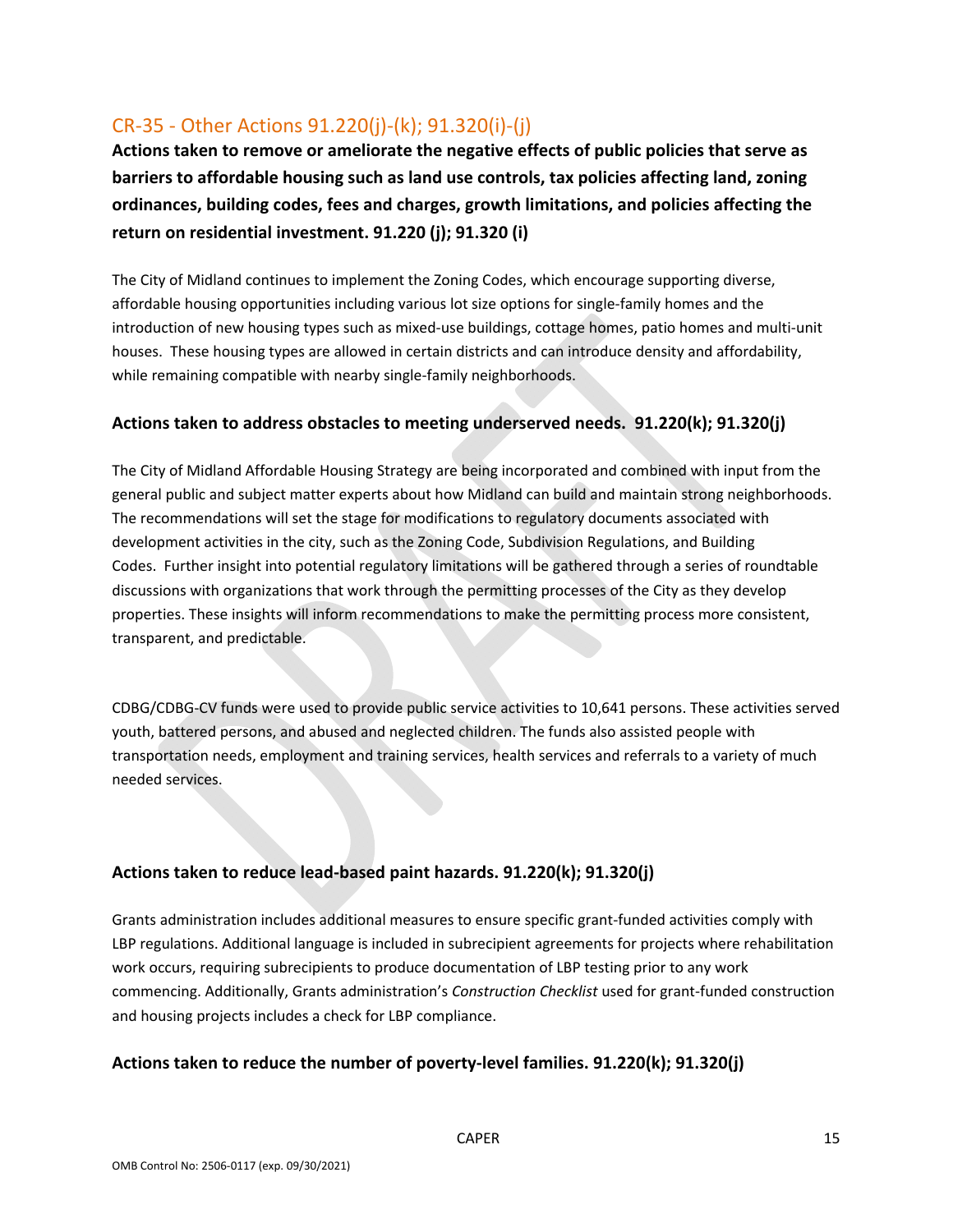## CR-35 - Other Actions 91.220(j)-(k); 91.320(i)-(j)

**Actions taken to remove or ameliorate the negative effects of public policies that serve as barriers to affordable housing such as land use controls, tax policies affecting land, zoning ordinances, building codes, fees and charges, growth limitations, and policies affecting the return on residential investment. 91.220 (j); 91.320 (i)**

The City of Midland continues to implement the Zoning Codes, which encourage supporting diverse, affordable housing opportunities including various lot size options for single-family homes and the introduction of new housing types such as mixed-use buildings, cottage homes, patio homes and multi-unit houses. These housing types are allowed in certain districts and can introduce density and affordability, while remaining compatible with nearby single-family neighborhoods.

### Actions taken to address obstacles to meeting underserved needs. 91.220(k); 91.320(j)

The City of Midland Affordable Housing Strategy are being incorporated and combined with input from the general public and subject matter experts about how Midland can build and maintain strong neighborhoods. The recommendations will set the stage for modifications to regulatory documents associated with development activities in the city, such as the Zoning Code, Subdivision Regulations, and Building Codes. Further insight into potential regulatory limitations will be gathered through a series of roundtable discussions with organizations that work through the permitting processes of the City as they develop properties. These insights will inform recommendations to make the permitting process more consistent, transparent, and predictable.

CDBG/CDBG-CV funds were used to provide public service activities to 10,641 persons. These activities served youth, battered persons, and abused and neglected children. The funds also assisted people with transportation needs, employment and training services, health services and referrals to a variety of much needed services.

### Actions taken to reduce lead-based paint hazards. 91.220(k); 91.320(j)

Grants administration includes additional measures to ensure specific grant-funded activities comply with LBP regulations. Additional language is included in subrecipient agreements for projects where rehabilitation work occurs, requiring subrecipients to produce documentation of LBP testing prior to any work commencing. Additionally, Grants administration's *Construction Checklist* used for grant-funded construction and housing projects includes a check for LBP compliance.

### Actions taken to reduce the number of poverty-level families. 91.220(k); 91.320(j)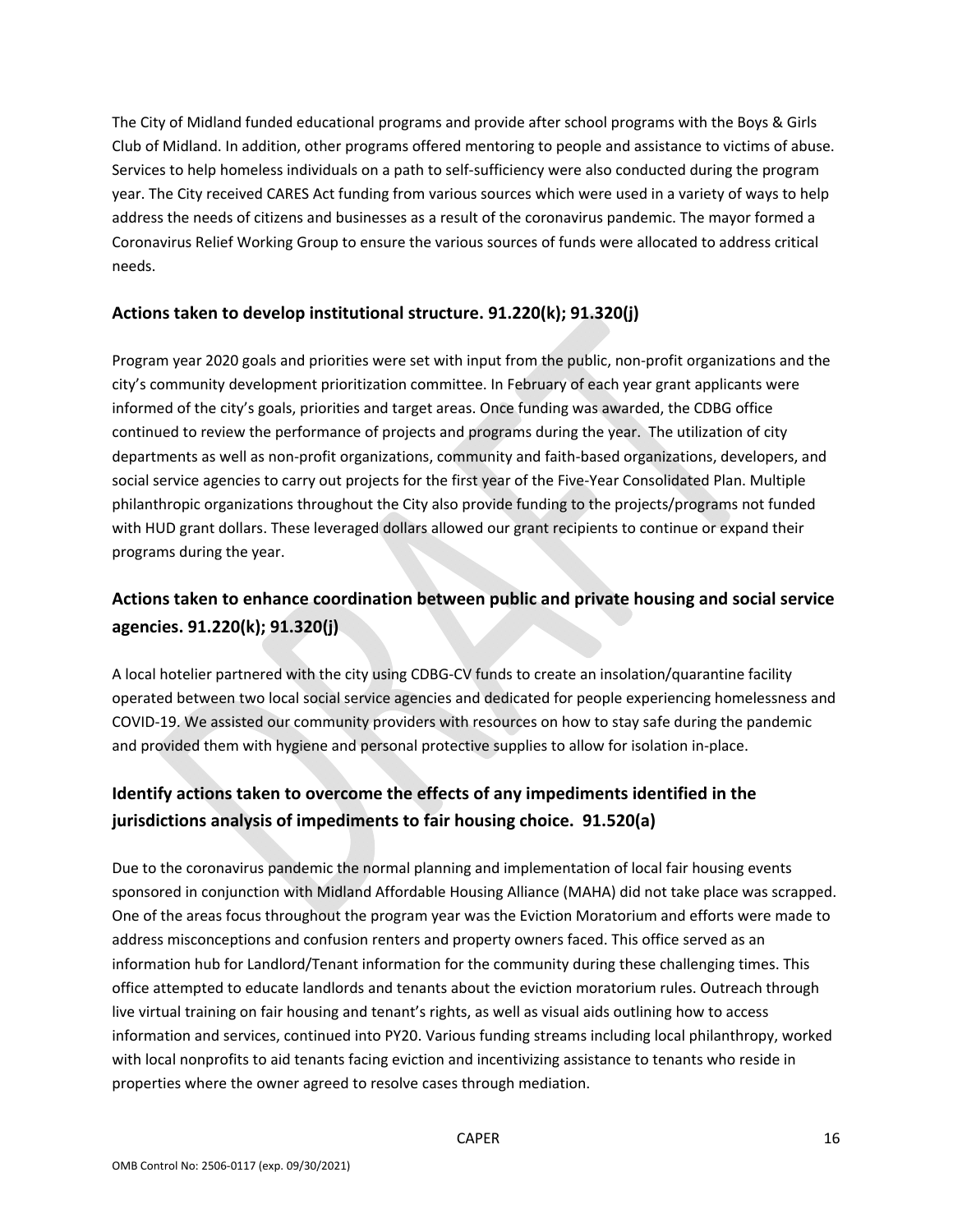The City of Midland funded educational programs and provide after school programs with the Boys & Girls Club of Midland. In addition, other programs offered mentoring to people and assistance to victims of abuse. Services to help homeless individuals on a path to self-sufficiency were also conducted during the program year. The City received CARES Act funding from various sources which were used in a variety of ways to help address the needs of citizens and businesses as a result of the coronavirus pandemic. The mayor formed a Coronavirus Relief Working Group to ensure the various sources of funds were allocated to address critical needs.

## Actions taken to develop institutional structure. 91.220(k); 91.320(j)

Program year 2020 goals and priorities were set with input from the public, non-profit organizations and the city's community development prioritization committee. In February of each year grant applicants were informed of the city's goals, priorities and target areas. Once funding was awarded, the CDBG office continued to review the performance of projects and programs during the year. The utilization of city departments as well as non-profit organizations, community and faith-based organizations, developers, and social service agencies to carry out projects for the first year of the Five-Year Consolidated Plan. Multiple philanthropic organizations throughout the City also provide funding to the projects/programs not funded with HUD grant dollars. These leveraged dollars allowed our grant recipients to continue or expand their programs during the year.

## Actions taken to enhance coordination between public and private housing and social service agencies. 91.220(k); 91.320(j)

A local hotelier partnered with the city using CDBG-CV funds to create an insolation/quarantine facility operated between two local social service agencies and dedicated for people experiencing homelessness and COVID-19. We assisted our community providers with resources on how to stay safe during the pandemic and provided them with hygiene and personal protective supplies to allow for isolation in-place.

## Identify actions taken to overcome the effects of any impediments identified in the jurisdictions analysis of impediments to fair housing choice. 91.520(a)

Due to the coronavirus pandemic the normal planning and implementation of local fair housing events sponsored in conjunction with Midland Affordable Housing Alliance (MAHA) did not take place was scrapped. One of the areas focus throughout the program year was the Eviction Moratorium and efforts were made to address misconceptions and confusion renters and property owners faced. This office served as an information hub for Landlord/Tenant information for the community during these challenging times. This office attempted to educate landlords and tenants about the eviction moratorium rules. Outreach through live virtual training on fair housing and tenant's rights, as well as visual aids outlining how to access information and services, continued into PY20. Various funding streams including local philanthropy, worked with local nonprofits to aid tenants facing eviction and incentivizing assistance to tenants who reside in properties where the owner agreed to resolve cases through mediation.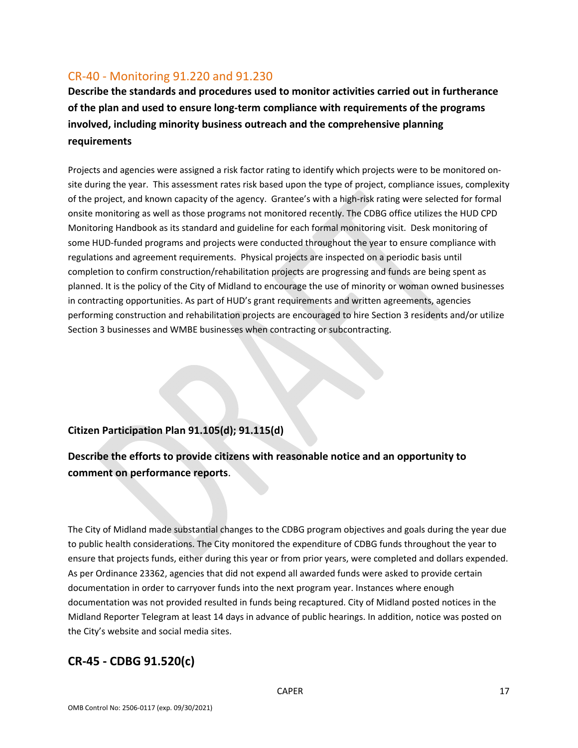## CR-40 - Monitoring 91.220 and 91.230

**Describe the standards and procedures used to monitor activities carried out in furtherance of the plan and used to ensure long-term compliance with requirements of the programs involved, including minority business outreach and the comprehensive planning requirements**

Projects and agencies were assigned a risk factor rating to identify which projects were to be monitored on-site during the year. This assessment rates risk based upon the type of project, compliance issues, complexity of the project, and known capacity of the agency. Grantee's with a high-risk rating were selected for formal onsite monitoring as well as those programs not monitored recently. The CDBG office utilizes the HUD CPD Monitoring Handbook as its standard and guideline for each formal monitoring visit. Desk monitoring of some HUD-funded programs and projects were conducted throughout the year to ensure compliance with regulations and agreement requirements. Physical projects are inspected on a periodic basis until completion to confirm construction/rehabilitation projects are progressing and funds are being spent as planned. It is the policy of the City of Midland to encourage the use of minority or woman owned businesses in contracting opportunities. As part of HUD's grant requirements and written agreements, agencies performing construction and rehabilitation projects are encouraged to hire Section 3 residents and/or utilize Section 3 businesses and WMBE businesses when contracting or subcontracting.

**Citizen Participation Plan 91.105(d); 91.115(d)**

**Describe the efforts to provide citizens with reasonable notice and an opportunity to comment on performance reports**.

The City of Midland made substantial changes to the CDBG program objectives and goals during the year due to public health considerations. The City monitored the expenditure of CDBG funds throughout the year to ensure that projects funds, either during this year or from prior years, were completed and dollars expended. As per Ordinance 23362, agencies that did not expend all awarded funds were asked to provide certain documentation in order to carryover funds into the next program year. Instances where enough documentation was not provided resulted in funds being recaptured. City of Midland posted notices in the Midland Reporter Telegram at least 14 days in advance of public hearings. In addition, notice was posted on the City's website and social media sites.

## CR-45 - CDBG 91.520(c)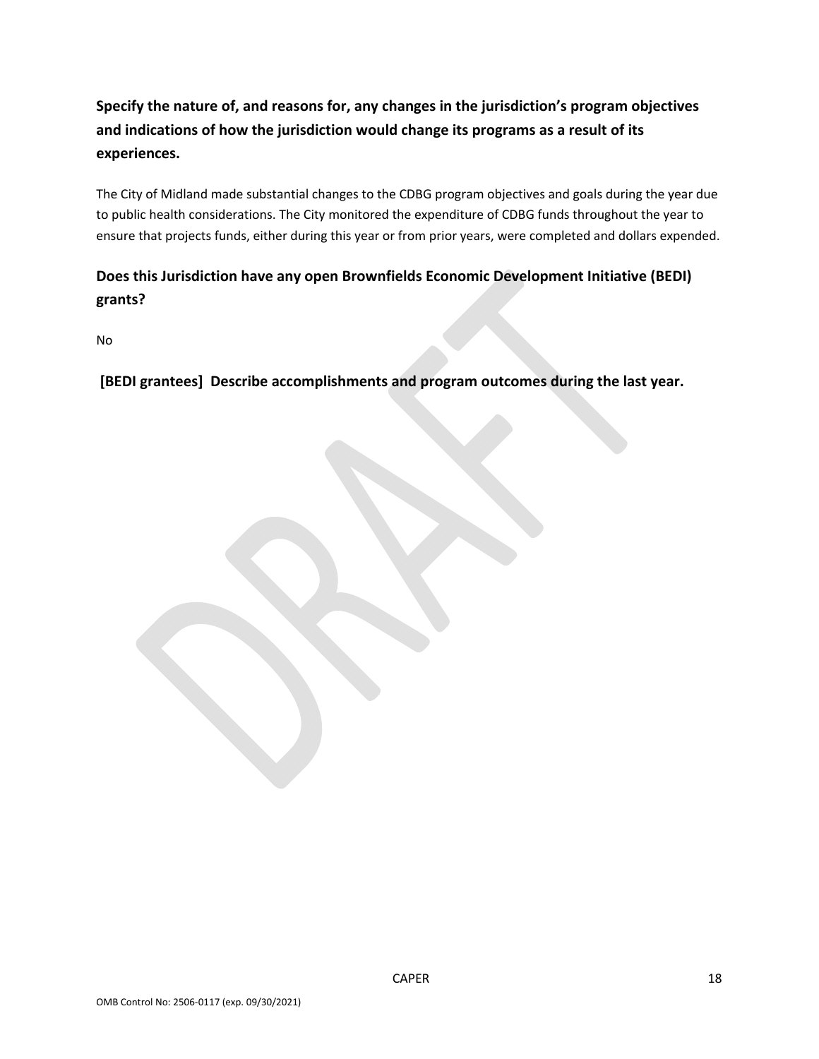**Specify the nature of, and reasons for, any changes in the jurisdiction's program objectives and indications of how the jurisdiction would change its programs as a result of its experiences.**

The City of Midland made substantial changes to the CDBG program objectives and goals during the year due to public health considerations. The City monitored the expenditure of CDBG funds throughout the year to ensure that projects funds, either during this year or from prior years, were completed and dollars expended.

**Does this Jurisdiction have any open Brownfields Economic Development Initiative (BEDI) grants?**

No

**[BEDI grantees] Describe accomplishments and program outcomes during the last year.**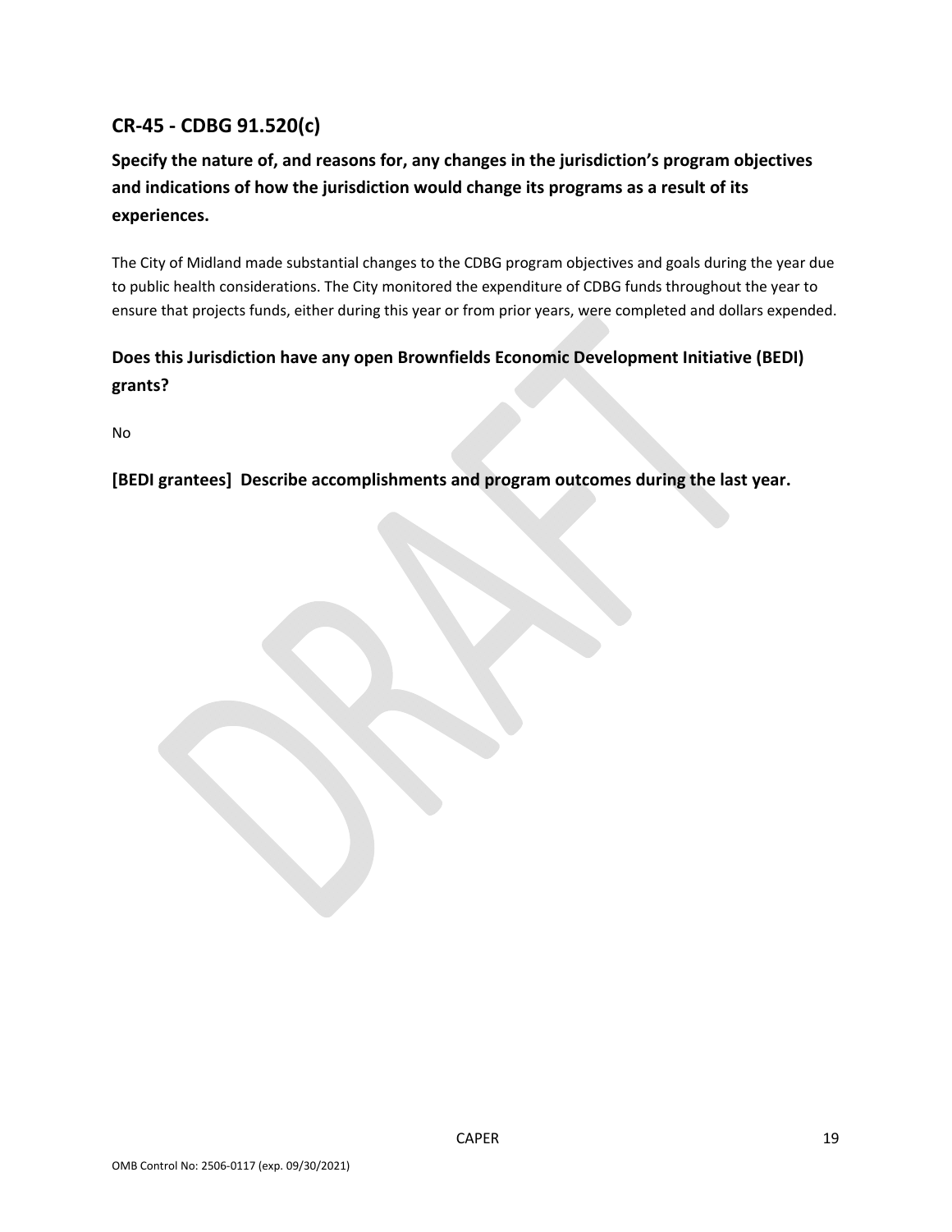## CR-45 - CDBG 91.520(c)

### Specify the nature of, and reasons for, any changes in the jurisdiction's program objectives and indications of how the jurisdiction would change its programs as a result of its experiences.

The City of Midland made substantial changes to the CDBG program objectives and goals during the year due to public health considerations. The City monitored the expenditure of CDBG funds throughout the year to ensure that projects funds, either during this year or from prior years, were completed and dollars expended.

### Does this Jurisdiction have any open Brownfields Economic Development Initiative (BEDI) grants?

No

### [BEDI grantees] Describe accomplishments and program outcomes during the last year.